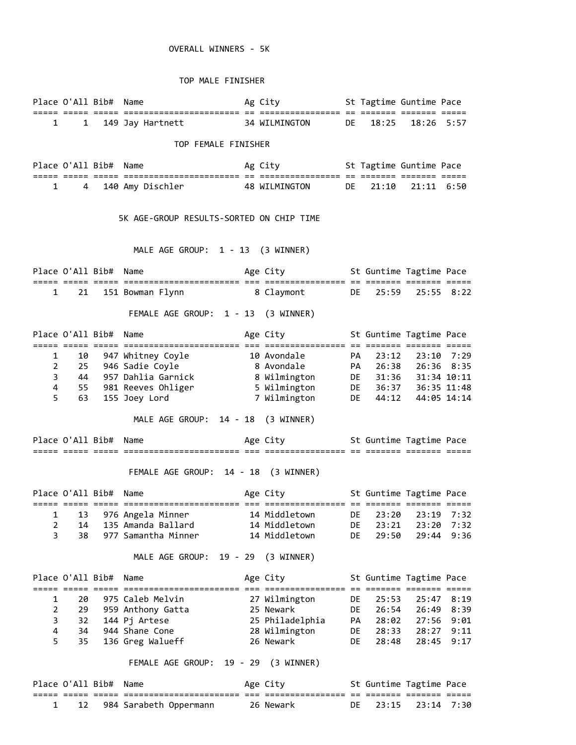# OVERALL WINNERS - 5K

## TOP MALE FINISHER

| Place | O'All | Bib# | Name | Ag | City | St | Tagtime | Guntime | Pace |
|---|---|---|---|---|---|---|---|---|---|
| 1 | 1 | 149 | Jay Hartnett | 34 | WILMINGTON | DE | 18:25 | 18:26 | 5:57 |

## TOP FEMALE FINISHER

| Place | O'All | Bib# | Name | Ag | City | St | Tagtime | Guntime | Pace |
|---|---|---|---|---|---|---|---|---|---|
| 1 | 4 | 140 | Amy Dischler | 48 | WILMINGTON | DE | 21:10 | 21:11 | 6:50 |

# 5K AGE-GROUP RESULTS-SORTED ON CHIP TIME

## MALE AGE GROUP: 1 - 13 (3 WINNER)

| Place | O'All | Bib# | Name | Age | City | St | Guntime | Tagtime | Pace |
|---|---|---|---|---|---|---|---|---|---|
| 1 | 21 | 151 | Bowman Flynn | 8 | Claymont | DE | 25:59 | 25:55 | 8:22 |

## FEMALE AGE GROUP: 1 - 13 (3 WINNER)

| Place | O'All | Bib# | Name | Age | City | St | Guntime | Tagtime | Pace |
|---|---|---|---|---|---|---|---|---|---|
| 1 | 10 | 947 | Whitney Coyle | 10 | Avondale | PA | 23:12 | 23:10 | 7:29 |
| 2 | 25 | 946 | Sadie Coyle | 8 | Avondale | PA | 26:38 | 26:36 | 8:35 |
| 3 | 44 | 957 | Dahlia Garnick | 8 | Wilmington | DE | 31:36 | 31:34 | 10:11 |
| 4 | 55 | 981 | Reeves Ohliger | 5 | Wilmington | DE | 36:37 | 36:35 | 11:48 |
| 5 | 63 | 155 | Joey Lord | 7 | Wilmington | DE | 44:12 | 44:05 | 14:14 |

## MALE AGE GROUP: 14 - 18 (3 WINNER)

| Place | O'All | Bib# | Name | Age | City | St | Guntime | Tagtime | Pace |
|---|---|---|---|---|---|---|---|---|---|

## FEMALE AGE GROUP: 14 - 18 (3 WINNER)

| Place | O'All | Bib# | Name | Age | City | St | Guntime | Tagtime | Pace |
|---|---|---|---|---|---|---|---|---|---|
| 1 | 13 | 976 | Angela Minner | 14 | Middletown | DE | 23:20 | 23:19 | 7:32 |
| 2 | 14 | 135 | Amanda Ballard | 14 | Middletown | DE | 23:21 | 23:20 | 7:32 |
| 3 | 38 | 977 | Samantha Minner | 14 | Middletown | DE | 29:50 | 29:44 | 9:36 |

## MALE AGE GROUP: 19 - 29 (3 WINNER)

| Place | O'All | Bib# | Name | Age | City | St | Guntime | Tagtime | Pace |
|---|---|---|---|---|---|---|---|---|---|
| 1 | 20 | 975 | Caleb Melvin | 27 | Wilmington | DE | 25:53 | 25:47 | 8:19 |
| 2 | 29 | 959 | Anthony Gatta | 25 | Newark | DE | 26:54 | 26:49 | 8:39 |
| 3 | 32 | 144 | Pj Artese | 25 | Philadelphia | PA | 28:02 | 27:56 | 9:01 |
| 4 | 34 | 944 | Shane Cone | 28 | Wilmington | DE | 28:33 | 28:27 | 9:11 |
| 5 | 35 | 136 | Greg Walueff | 26 | Newark | DE | 28:48 | 28:45 | 9:17 |

## FEMALE AGE GROUP: 19 - 29 (3 WINNER)

| Place | O'All | Bib# | Name | Age | City | St | Guntime | Tagtime | Pace |
|---|---|---|---|---|---|---|---|---|---|
| 1 | 12 | 984 | Sarabeth Oppermann | 26 | Newark | DE | 23:15 | 23:14 | 7:30 |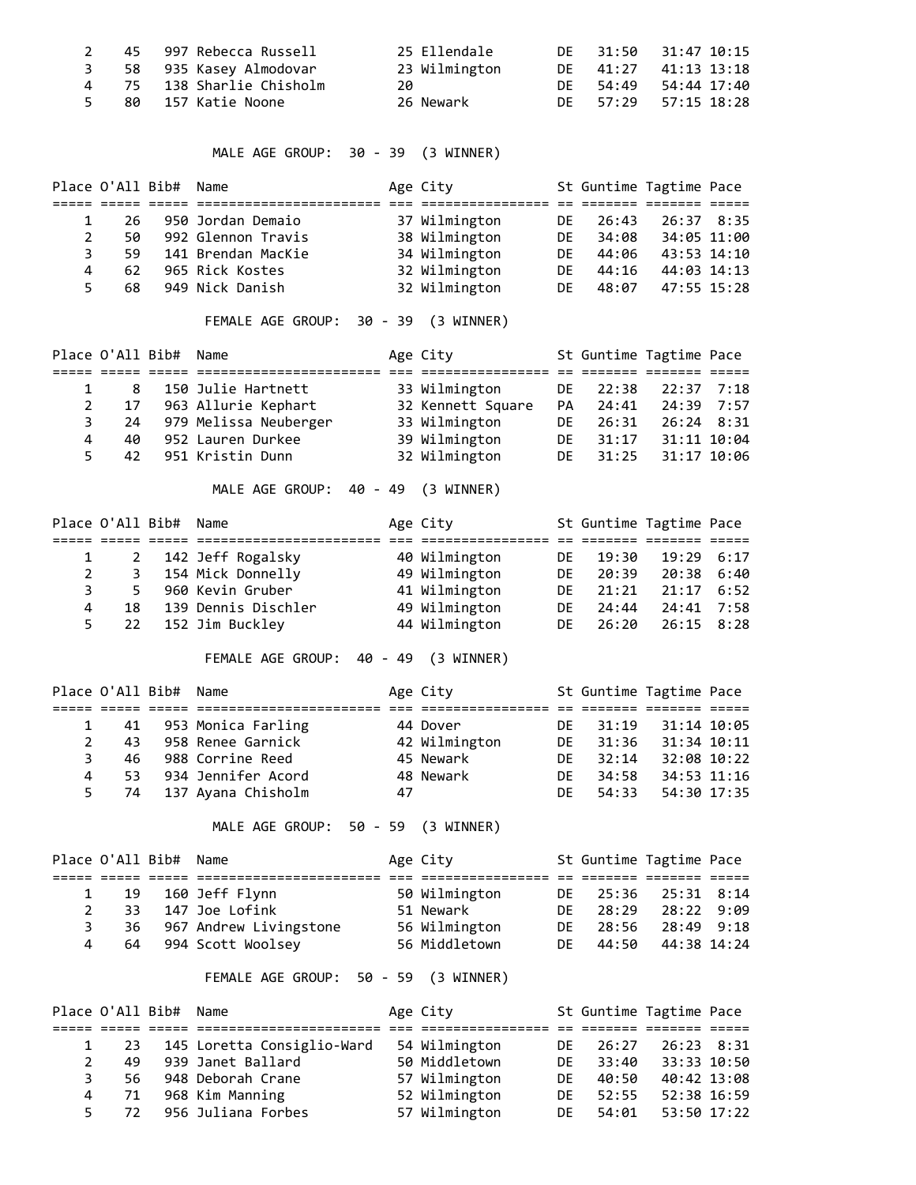| Place | O'All | Bib# | Name | Age | City | St | Guntime | Tagtime | Pace |
|---|---|---|---|---|---|---|---|---|---|
| 2 | 45 | 997 | Rebecca Russell | 25 | Ellendale | DE | 31:50 | 31:47 | 10:15 |
| 3 | 58 | 935 | Kasey Almodovar | 23 | Wilmington | DE | 41:27 | 41:13 | 13:18 |
| 4 | 75 | 138 | Sharlie Chisholm | 20 | | DE | 54:49 | 54:44 | 17:40 |
| 5 | 80 | 157 | Katie Noone | 26 | Newark | DE | 57:29 | 57:15 | 18:28 |

MALE AGE GROUP: 30 - 39 (3 WINNER)

| Place | O'All | Bib# | Name | Age | City | St | Guntime | Tagtime | Pace |
|---|---|---|---|---|---|---|---|---|---|
| 1 | 26 | 950 | Jordan Demaio | 37 | Wilmington | DE | 26:43 | 26:37 | 8:35 |
| 2 | 50 | 992 | Glennon Travis | 38 | Wilmington | DE | 34:08 | 34:05 | 11:00 |
| 3 | 59 | 141 | Brendan MacKie | 34 | Wilmington | DE | 44:06 | 43:53 | 14:10 |
| 4 | 62 | 965 | Rick Kostes | 32 | Wilmington | DE | 44:16 | 44:03 | 14:13 |
| 5 | 68 | 949 | Nick Danish | 32 | Wilmington | DE | 48:07 | 47:55 | 15:28 |

FEMALE AGE GROUP: 30 - 39 (3 WINNER)

| Place | O'All | Bib# | Name | Age | City | St | Guntime | Tagtime | Pace |
|---|---|---|---|---|---|---|---|---|---|
| 1 | 8 | 150 | Julie Hartnett | 33 | Wilmington | DE | 22:38 | 22:37 | 7:18 |
| 2 | 17 | 963 | Allurie Kephart | 32 | Kennett Square | PA | 24:41 | 24:39 | 7:57 |
| 3 | 24 | 979 | Melissa Neuberger | 33 | Wilmington | DE | 26:31 | 26:24 | 8:31 |
| 4 | 40 | 952 | Lauren Durkee | 39 | Wilmington | DE | 31:17 | 31:11 | 10:04 |
| 5 | 42 | 951 | Kristin Dunn | 32 | Wilmington | DE | 31:25 | 31:17 | 10:06 |

MALE AGE GROUP: 40 - 49 (3 WINNER)

| Place | O'All | Bib# | Name | Age | City | St | Guntime | Tagtime | Pace |
|---|---|---|---|---|---|---|---|---|---|
| 1 | 2 | 142 | Jeff Rogalsky | 40 | Wilmington | DE | 19:30 | 19:29 | 6:17 |
| 2 | 3 | 154 | Mick Donnelly | 49 | Wilmington | DE | 20:39 | 20:38 | 6:40 |
| 3 | 5 | 960 | Kevin Gruber | 41 | Wilmington | DE | 21:21 | 21:17 | 6:52 |
| 4 | 18 | 139 | Dennis Dischler | 49 | Wilmington | DE | 24:44 | 24:41 | 7:58 |
| 5 | 22 | 152 | Jim Buckley | 44 | Wilmington | DE | 26:20 | 26:15 | 8:28 |

FEMALE AGE GROUP: 40 - 49 (3 WINNER)

| Place | O'All | Bib# | Name | Age | City | St | Guntime | Tagtime | Pace |
|---|---|---|---|---|---|---|---|---|---|
| 1 | 41 | 953 | Monica Farling | 44 | Dover | DE | 31:19 | 31:14 | 10:05 |
| 2 | 43 | 958 | Renee Garnick | 42 | Wilmington | DE | 31:36 | 31:34 | 10:11 |
| 3 | 46 | 988 | Corrine Reed | 45 | Newark | DE | 32:14 | 32:08 | 10:22 |
| 4 | 53 | 934 | Jennifer Acord | 48 | Newark | DE | 34:58 | 34:53 | 11:16 |
| 5 | 74 | 137 | Ayana Chisholm | 47 | | DE | 54:33 | 54:30 | 17:35 |

MALE AGE GROUP: 50 - 59 (3 WINNER)

| Place | O'All | Bib# | Name | Age | City | St | Guntime | Tagtime | Pace |
|---|---|---|---|---|---|---|---|---|---|
| 1 | 19 | 160 | Jeff Flynn | 50 | Wilmington | DE | 25:36 | 25:31 | 8:14 |
| 2 | 33 | 147 | Joe Lofink | 51 | Newark | DE | 28:29 | 28:22 | 9:09 |
| 3 | 36 | 967 | Andrew Livingstone | 56 | Wilmington | DE | 28:56 | 28:49 | 9:18 |
| 4 | 64 | 994 | Scott Woolsey | 56 | Middletown | DE | 44:50 | 44:38 | 14:24 |

FEMALE AGE GROUP: 50 - 59 (3 WINNER)

| Place | O'All | Bib# | Name | Age | City | St | Guntime | Tagtime | Pace |
|---|---|---|---|---|---|---|---|---|---|
| 1 | 23 | 145 | Loretta Consiglio-Ward | 54 | Wilmington | DE | 26:27 | 26:23 | 8:31 |
| 2 | 49 | 939 | Janet Ballard | 50 | Middletown | DE | 33:40 | 33:33 | 10:50 |
| 3 | 56 | 948 | Deborah Crane | 57 | Wilmington | DE | 40:50 | 40:42 | 13:08 |
| 4 | 71 | 968 | Kim Manning | 52 | Wilmington | DE | 52:55 | 52:38 | 16:59 |
| 5 | 72 | 956 | Juliana Forbes | 57 | Wilmington | DE | 54:01 | 53:50 | 17:22 |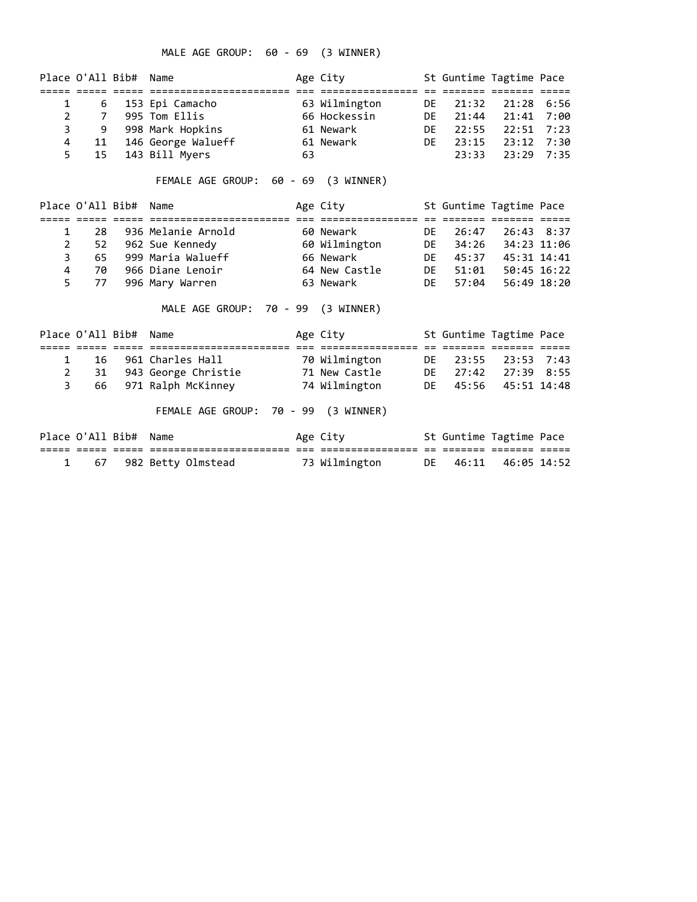MALE AGE GROUP: 60 - 69 (3 WINNER)

| Place | O'All | Bib# | Name | Age | City | St | Guntime | Tagtime | Pace |
|---|---|---|---|---|---|---|---|---|---|
| 1 | 6 | 153 | Epi Camacho | 63 | Wilmington | DE | 21:32 | 21:28 | 6:56 |
| 2 | 7 | 995 | Tom Ellis | 66 | Hockessin | DE | 21:44 | 21:41 | 7:00 |
| 3 | 9 | 998 | Mark Hopkins | 61 | Newark | DE | 22:55 | 22:51 | 7:23 |
| 4 | 11 | 146 | George Walueff | 61 | Newark | DE | 23:15 | 23:12 | 7:30 |
| 5 | 15 | 143 | Bill Myers | 63 | | | 23:33 | 23:29 | 7:35 |

FEMALE AGE GROUP: 60 - 69 (3 WINNER)

| Place | O'All | Bib# | Name | Age | City | St | Guntime | Tagtime | Pace |
|---|---|---|---|---|---|---|---|---|---|
| 1 | 28 | 936 | Melanie Arnold | 60 | Newark | DE | 26:47 | 26:43 | 8:37 |
| 2 | 52 | 962 | Sue Kennedy | 60 | Wilmington | DE | 34:26 | 34:23 | 11:06 |
| 3 | 65 | 999 | Maria Walueff | 66 | Newark | DE | 45:37 | 45:31 | 14:41 |
| 4 | 70 | 966 | Diane Lenoir | 64 | New Castle | DE | 51:01 | 50:45 | 16:22 |
| 5 | 77 | 996 | Mary Warren | 63 | Newark | DE | 57:04 | 56:49 | 18:20 |

MALE AGE GROUP: 70 - 99 (3 WINNER)

| Place | O'All | Bib# | Name | Age | City | St | Guntime | Tagtime | Pace |
|---|---|---|---|---|---|---|---|---|---|
| 1 | 16 | 961 | Charles Hall | 70 | Wilmington | DE | 23:55 | 23:53 | 7:43 |
| 2 | 31 | 943 | George Christie | 71 | New Castle | DE | 27:42 | 27:39 | 8:55 |
| 3 | 66 | 971 | Ralph McKinney | 74 | Wilmington | DE | 45:56 | 45:51 | 14:48 |

FEMALE AGE GROUP: 70 - 99 (3 WINNER)

| Place | O'All | Bib# | Name | Age | City | St | Guntime | Tagtime | Pace |
|---|---|---|---|---|---|---|---|---|---|
| 1 | 67 | 982 | Betty Olmstead | 73 | Wilmington | DE | 46:11 | 46:05 | 14:52 |